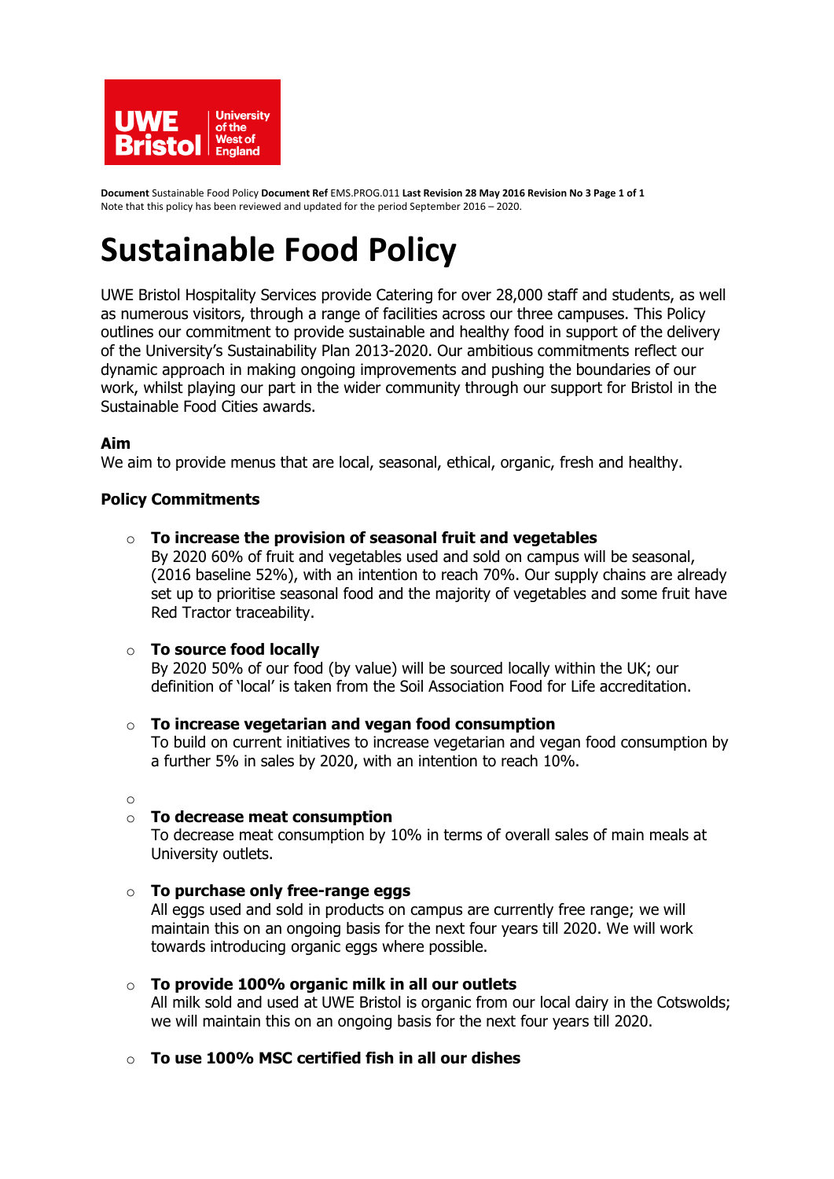**Document** Sustainable Food Policy **Document Ref** EMS.PROG.011 **Last Revision 28 May 2016 Revision No 3 Page 1 of 1**
Note that this policy has been reviewed and updated for the period September 2016 – 2020.

# Sustainable Food Policy

UWE Bristol Hospitality Services provide Catering for over 28,000 staff and students, as well as numerous visitors, through a range of facilities across our three campuses. This Policy outlines our commitment to provide sustainable and healthy food in support of the delivery of the University's Sustainability Plan 2013-2020. Our ambitious commitments reflect our dynamic approach in making ongoing improvements and pushing the boundaries of our work, whilst playing our part in the wider community through our support for Bristol in the Sustainable Food Cities awards.

**Aim**

We aim to provide menus that are local, seasonal, ethical, organic, fresh and healthy.

**Policy Commitments**

- **To increase the provision of seasonal fruit and vegetables**
  By 2020 60% of fruit and vegetables used and sold on campus will be seasonal, (2016 baseline 52%), with an intention to reach 70%. Our supply chains are already set up to prioritise seasonal food and the majority of vegetables and some fruit have Red Tractor traceability.

- **To source food locally**
  By 2020 50% of our food (by value) will be sourced locally within the UK; our definition of 'local' is taken from the Soil Association Food for Life accreditation.

- **To increase vegetarian and vegan food consumption**
  To build on current initiatives to increase vegetarian and vegan food consumption by a further 5% in sales by 2020, with an intention to reach 10%.

- **To decrease meat consumption**
  To decrease meat consumption by 10% in terms of overall sales of main meals at University outlets.

- **To purchase only free-range eggs**
  All eggs used and sold in products on campus are currently free range; we will maintain this on an ongoing basis for the next four years till 2020. We will work towards introducing organic eggs where possible.

- **To provide 100% organic milk in all our outlets**
  All milk sold and used at UWE Bristol is organic from our local dairy in the Cotswolds; we will maintain this on an ongoing basis for the next four years till 2020.

- **To use 100% MSC certified fish in all our dishes**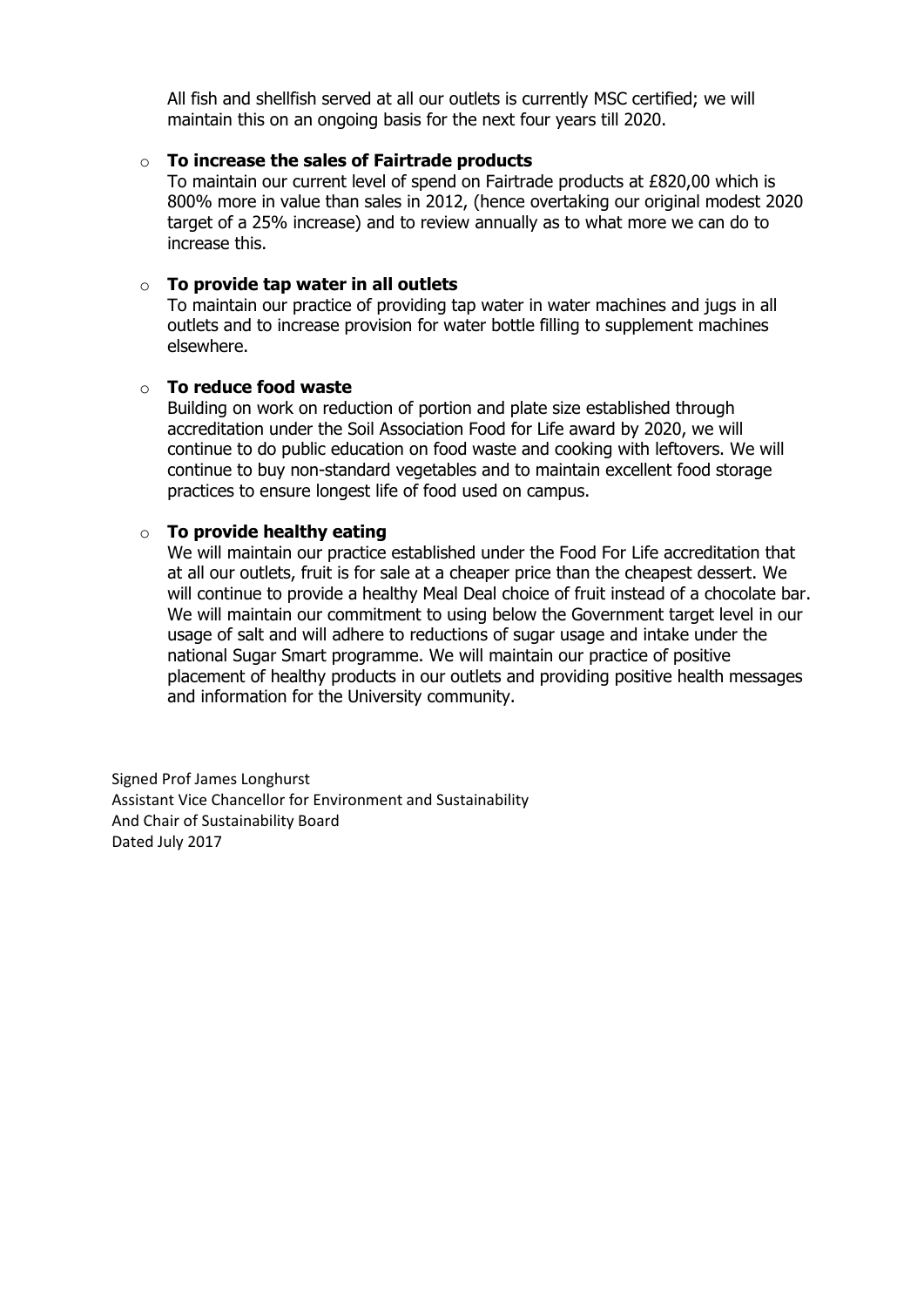All fish and shellfish served at all our outlets is currently MSC certified; we will maintain this on an ongoing basis for the next four years till 2020.

- **To increase the sales of Fairtrade products**

  To maintain our current level of spend on Fairtrade products at £820,00 which is 800% more in value than sales in 2012, (hence overtaking our original modest 2020 target of a 25% increase) and to review annually as to what more we can do to increase this.

- **To provide tap water in all outlets**

  To maintain our practice of providing tap water in water machines and jugs in all outlets and to increase provision for water bottle filling to supplement machines elsewhere.

- **To reduce food waste**

  Building on work on reduction of portion and plate size established through accreditation under the Soil Association Food for Life award by 2020, we will continue to do public education on food waste and cooking with leftovers. We will continue to buy non-standard vegetables and to maintain excellent food storage practices to ensure longest life of food used on campus.

- **To provide healthy eating**

  We will maintain our practice established under the Food For Life accreditation that at all our outlets, fruit is for sale at a cheaper price than the cheapest dessert. We will continue to provide a healthy Meal Deal choice of fruit instead of a chocolate bar. We will maintain our commitment to using below the Government target level in our usage of salt and will adhere to reductions of sugar usage and intake under the national Sugar Smart programme. We will maintain our practice of positive placement of healthy products in our outlets and providing positive health messages and information for the University community.

Signed Prof James Longhurst
Assistant Vice Chancellor for Environment and Sustainability
And Chair of Sustainability Board
Dated July 2017